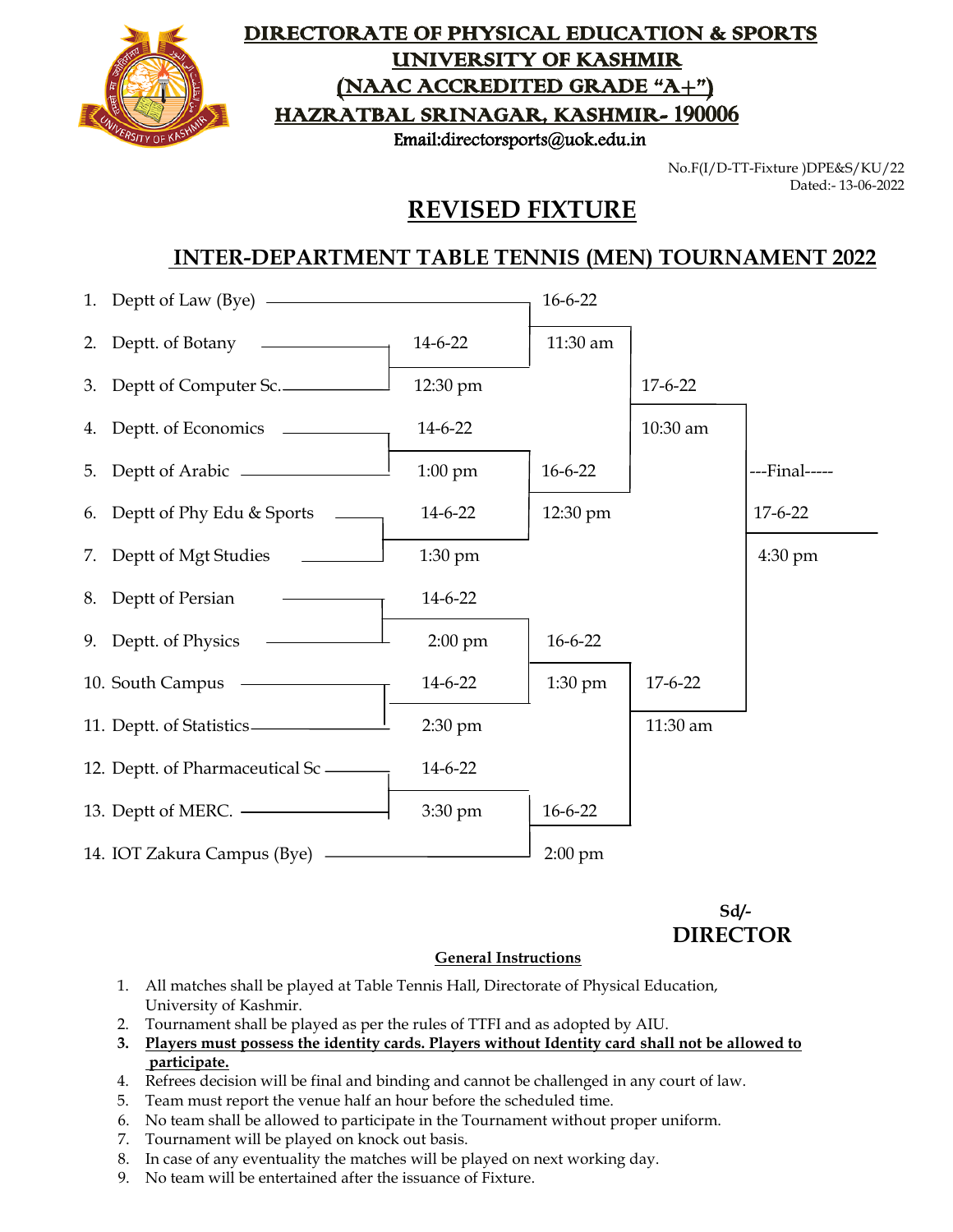# DIRECTORATE OF PHYSICAL EDUCATION & SPORTS
## UNIVERSITY OF KASHMIR
## (NAAC ACCREDITED GRADE "A+")
## HAZRATBAL SRINAGAR, KASHMIR- 190006

Email:directorsports@uok.edu.in

No.F(I/D-TT-Fixture )DPE&S/KU/22
Dated:- 13-06-2022

# REVISED FIXTURE

## INTER-DEPARTMENT TABLE TENNIS (MEN) TOURNAMENT 2022

1. Deptt of Law (Bye)
2. Deptt. of Botany
3. Deptt of Computer Sc.
4. Deptt. of Economics
5. Deptt of Arabic
6. Deptt of Phy Edu & Sports
7. Deptt of Mgt Studies
8. Deptt of Persian
9. Deptt. of Physics
10. South Campus
11. Deptt. of Statistics
12. Deptt. of Pharmaceutical Sc
13. Deptt of MERC.
14. IOT Zakura Campus (Bye)

| Round | Match | Date | Time |
|---|---|---|---|
| First Round | Deptt. of Botany vs Deptt of Computer Sc. | 14-6-22 | 12:30 pm |
| First Round | Deptt. of Economics vs Deptt of Arabic | 14-6-22 | 1:00 pm |
| First Round | Deptt of Phy Edu & Sports vs Deptt of Mgt Studies | 14-6-22 | 1:30 pm |
| First Round | Deptt of Persian vs Deptt. of Physics | 14-6-22 | 2:00 pm |
| First Round | South Campus vs Deptt. of Statistics | 14-6-22 | 2:30 pm |
| First Round | Deptt. of Pharmaceutical Sc vs Deptt of MERC. | 14-6-22 | 3:30 pm |
| Second Round | Deptt of Law (Bye) vs Winner (Botany / Computer Sc.) | 16-6-22 | 11:30 am |
| Second Round | Winner (Economics / Arabic) vs Winner (Phy Edu & Sports / Mgt Studies) | 16-6-22 | 12:30 pm |
| Second Round | Winner (Persian / Physics) vs Winner (South Campus / Statistics) | 16-6-22 | 1:30 pm |
| Second Round | Winner (Pharmaceutical Sc / MERC.) vs IOT Zakura Campus (Bye) | 16-6-22 | 2:00 pm |
| Semi Final | Winner (16-6-22, 11:30 am) vs Winner (16-6-22, 12:30 pm) | 17-6-22 | 10:30 am |
| Semi Final | Winner (16-6-22, 1:30 pm) vs Winner (16-6-22, 2:00 pm) | 17-6-22 | 11:30 am |
| ---Final----- | | 17-6-22 | 4:30 pm |

**Sd/-**
**DIRECTOR**

**General Instructions**

1. All matches shall be played at Table Tennis Hall, Directorate of Physical Education, University of Kashmir.
2. Tournament shall be played as per the rules of TTFI and as adopted by AIU.
3. **Players must possess the identity cards. Players without Identity card shall not be allowed to participate.**
4. Refrees decision will be final and binding and cannot be challenged in any court of law.
5. Team must report the venue half an hour before the scheduled time.
6. No team shall be allowed to participate in the Tournament without proper uniform.
7. Tournament will be played on knock out basis.
8. In case of any eventuality the matches will be played on next working day.
9. No team will be entertained after the issuance of Fixture.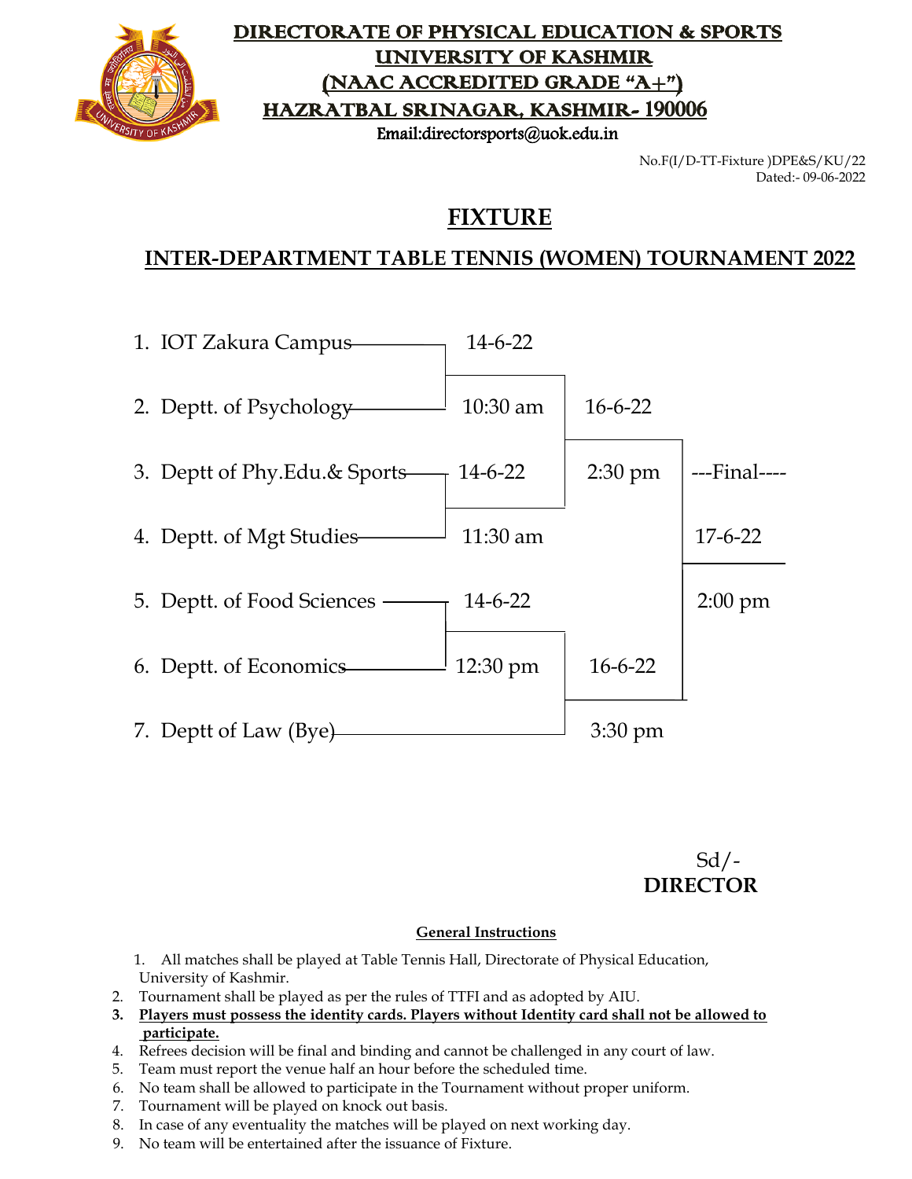# DIRECTORATE OF PHYSICAL EDUCATION & SPORTS
# UNIVERSITY OF KASHMIR
# (NAAC ACCREDITED GRADE "A+")
# HAZRATBAL SRINAGAR, KASHMIR- 190006

Email:directorsports@uok.edu.in

No.F(I/D-TT-Fixture )DPE&S/KU/22
Dated:- 09-06-2022

## FIXTURE

## INTER-DEPARTMENT TABLE TENNIS (WOMEN) TOURNAMENT 2022

1. IOT Zakura Campus
2. Deptt. of Psychology
3. Deptt of Phy.Edu.& Sports
4. Deptt. of Mgt Studies
5. Deptt. of Food Sciences
6. Deptt. of Economics
7. Deptt of Law (Bye)

| Round | Match | Date | Time |
|---|---|---|---|
| First Round | 1 vs 2 | 14-6-22 | 10:30 am |
| First Round | 3 vs 4 | 14-6-22 | 11:30 am |
| First Round | 5 vs 6 | 14-6-22 | 12:30 pm |
| Second Round | Winner (1/2) vs Winner (3/4) | 16-6-22 | 2:30 pm |
| Second Round | Winner (5/6) vs 7 | 16-6-22 | 3:30 pm |
| ---Final---- | | 17-6-22 | 2:00 pm |

Sd/-
**DIRECTOR**

**General Instructions**

1. All matches shall be played at Table Tennis Hall, Directorate of Physical Education, University of Kashmir.
2. Tournament shall be played as per the rules of TTFI and as adopted by AIU.
3. **Players must possess the identity cards. Players without Identity card shall not be allowed to participate.**
4. Refrees decision will be final and binding and cannot be challenged in any court of law.
5. Team must report the venue half an hour before the scheduled time.
6. No team shall be allowed to participate in the Tournament without proper uniform.
7. Tournament will be played on knock out basis.
8. In case of any eventuality the matches will be played on next working day.
9. No team will be entertained after the issuance of Fixture.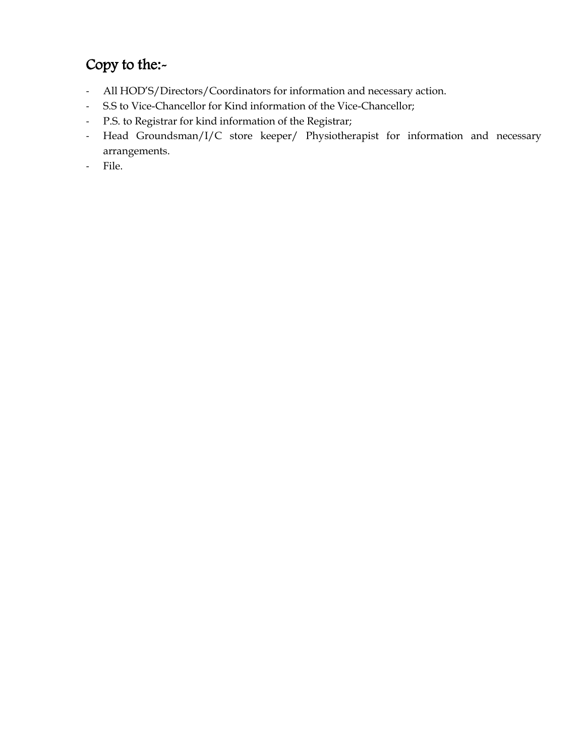## Copy to the:-

- All HOD'S/Directors/Coordinators for information and necessary action.
- S.S to Vice-Chancellor for Kind information of the Vice-Chancellor;
- P.S. to Registrar for kind information of the Registrar;
- Head Groundsman/I/C store keeper/ Physiotherapist for information and necessary arrangements.
- File.